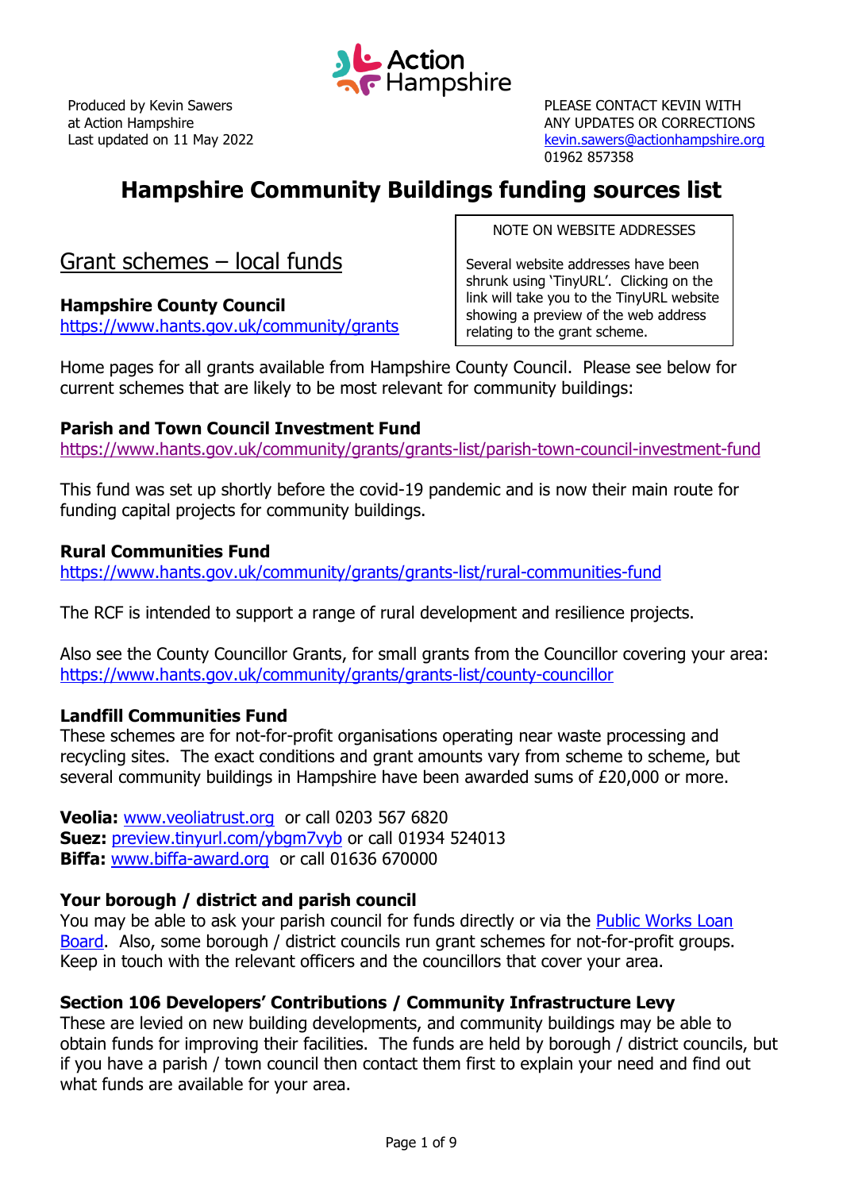Action Hampshire

Produced by Kevin Sawers
at Action Hampshire
Last updated on 11 May 2022

PLEASE CONTACT KEVIN WITH ANY UPDATES OR CORRECTIONS
kevin.sawers@actionhampshire.org
01962 857358

# Hampshire Community Buildings funding sources list

> NOTE ON WEBSITE ADDRESSES
>
> Several website addresses have been shrunk using 'TinyURL'. Clicking on the link will take you to the TinyURL website showing a preview of the web address relating to the grant scheme.

## Grant schemes – local funds

**Hampshire County Council**
https://www.hants.gov.uk/community/grants

Home pages for all grants available from Hampshire County Council. Please see below for current schemes that are likely to be most relevant for community buildings:

**Parish and Town Council Investment Fund**
https://www.hants.gov.uk/community/grants/grants-list/parish-town-council-investment-fund

This fund was set up shortly before the covid-19 pandemic and is now their main route for funding capital projects for community buildings.

**Rural Communities Fund**
https://www.hants.gov.uk/community/grants/grants-list/rural-communities-fund

The RCF is intended to support a range of rural development and resilience projects.

Also see the County Councillor Grants, for small grants from the Councillor covering your area:
https://www.hants.gov.uk/community/grants/grants-list/county-councillor

**Landfill Communities Fund**
These schemes are for not-for-profit organisations operating near waste processing and recycling sites. The exact conditions and grant amounts vary from scheme to scheme, but several community buildings in Hampshire have been awarded sums of £20,000 or more.

**Veolia:** www.veoliatrust.org or call 0203 567 6820
**Suez:** preview.tinyurl.com/ybgm7vyb or call 01934 524013
**Biffa:** www.biffa-award.org or call 01636 670000

**Your borough / district and parish council**
You may be able to ask your parish council for funds directly or via the Public Works Loan Board. Also, some borough / district councils run grant schemes for not-for-profit groups. Keep in touch with the relevant officers and the councillors that cover your area.

**Section 106 Developers' Contributions / Community Infrastructure Levy**
These are levied on new building developments, and community buildings may be able to obtain funds for improving their facilities. The funds are held by borough / district councils, but if you have a parish / town council then contact them first to explain your need and find out what funds are available for your area.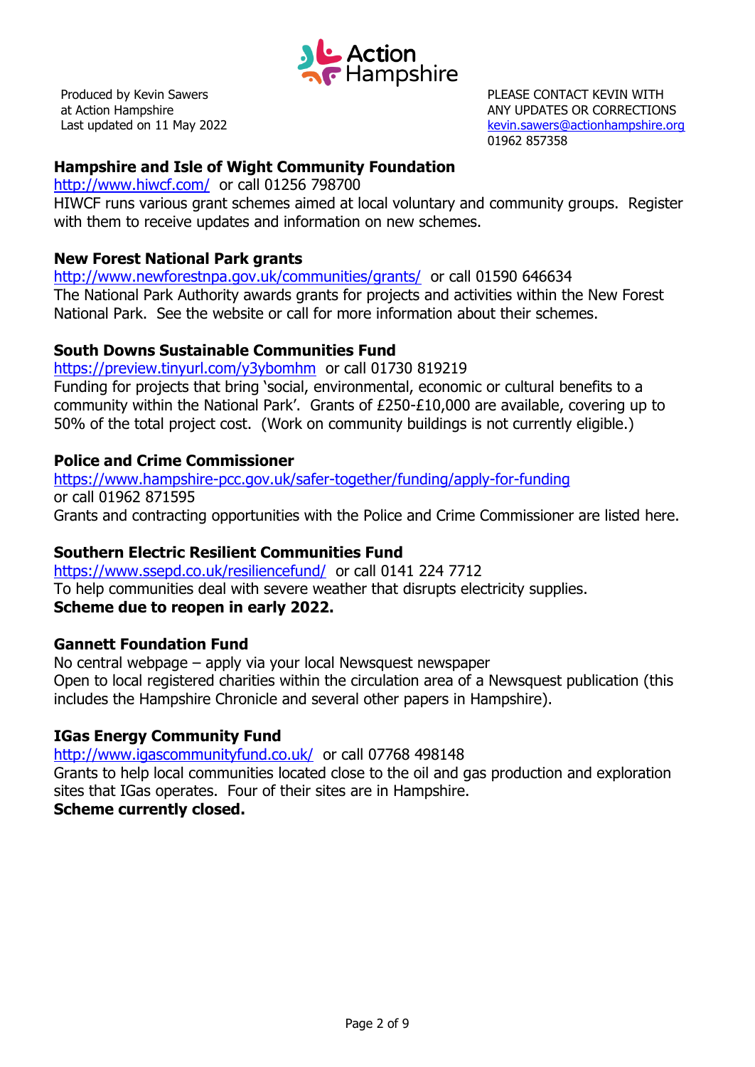Produced by Kevin Sawers
at Action Hampshire
Last updated on 11 May 2022

PLEASE CONTACT KEVIN WITH ANY UPDATES OR CORRECTIONS
kevin.sawers@actionhampshire.org
01962 857358

### Hampshire and Isle of Wight Community Foundation

http://www.hiwcf.com/ or call 01256 798700

HIWCF runs various grant schemes aimed at local voluntary and community groups. Register with them to receive updates and information on new schemes.

### New Forest National Park grants

http://www.newforestnpa.gov.uk/communities/grants/ or call 01590 646634

The National Park Authority awards grants for projects and activities within the New Forest National Park. See the website or call for more information about their schemes.

### South Downs Sustainable Communities Fund

https://preview.tinyurl.com/y3ybomhm or call 01730 819219

Funding for projects that bring 'social, environmental, economic or cultural benefits to a community within the National Park'. Grants of £250-£10,000 are available, covering up to 50% of the total project cost. (Work on community buildings is not currently eligible.)

### Police and Crime Commissioner

https://www.hampshire-pcc.gov.uk/safer-together/funding/apply-for-funding
or call 01962 871595

Grants and contracting opportunities with the Police and Crime Commissioner are listed here.

### Southern Electric Resilient Communities Fund

https://www.ssepd.co.uk/resiliencefund/ or call 0141 224 7712

To help communities deal with severe weather that disrupts electricity supplies.

**Scheme due to reopen in early 2022.**

### Gannett Foundation Fund

No central webpage – apply via your local Newsquest newspaper

Open to local registered charities within the circulation area of a Newsquest publication (this includes the Hampshire Chronicle and several other papers in Hampshire).

### IGas Energy Community Fund

http://www.igascommunityfund.co.uk/ or call 07768 498148

Grants to help local communities located close to the oil and gas production and exploration sites that IGas operates. Four of their sites are in Hampshire.

**Scheme currently closed.**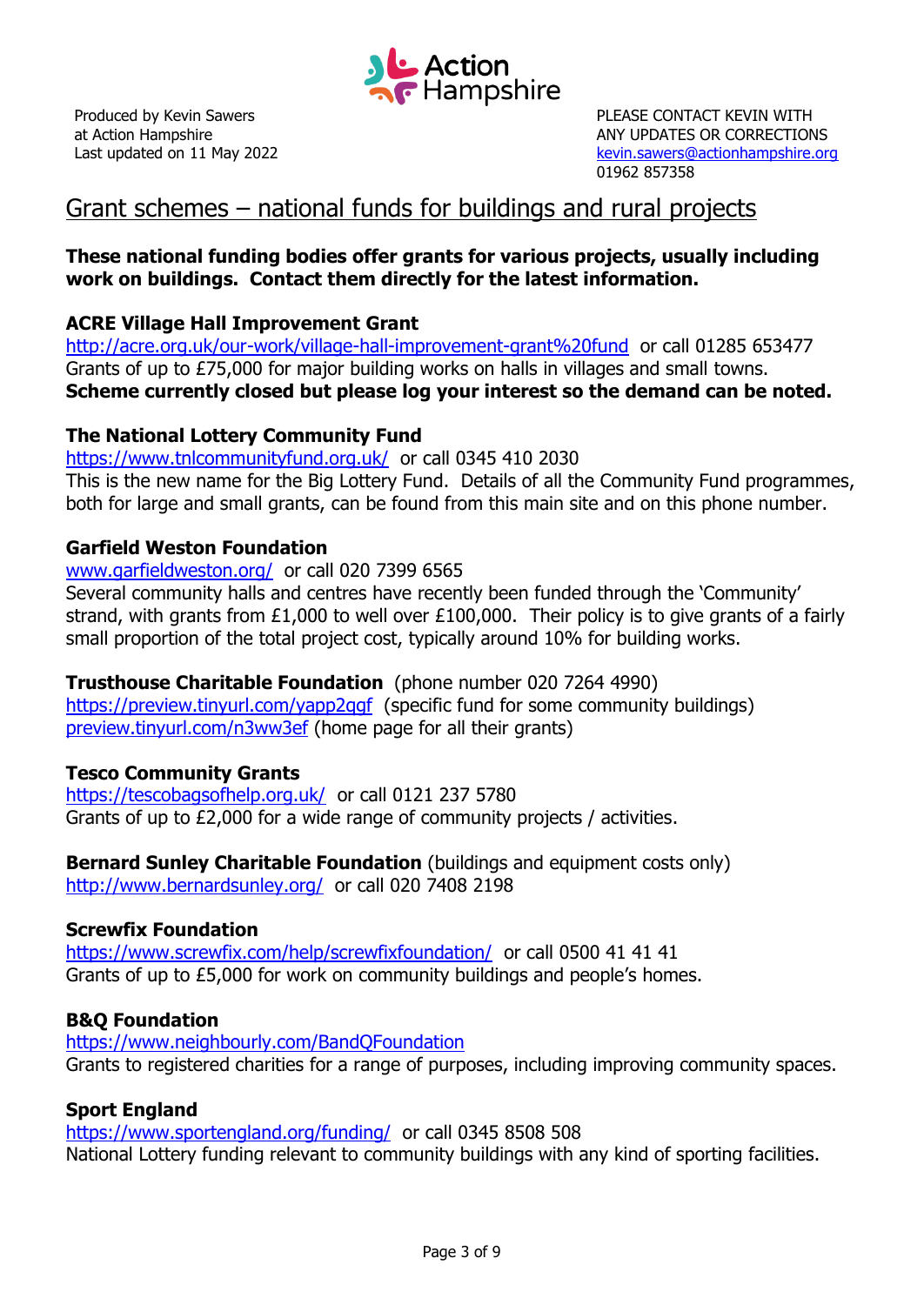Produced by Kevin Sawers
at Action Hampshire
Last updated on 11 May 2022

PLEASE CONTACT KEVIN WITH
ANY UPDATES OR CORRECTIONS
kevin.sawers@actionhampshire.org
01962 857358

# Grant schemes – national funds for buildings and rural projects

**These national funding bodies offer grants for various projects, usually including work on buildings. Contact them directly for the latest information.**

### ACRE Village Hall Improvement Grant

http://acre.org.uk/our-work/village-hall-improvement-grant%20fund or call 01285 653477
Grants of up to £75,000 for major building works on halls in villages and small towns.
**Scheme currently closed but please log your interest so the demand can be noted.**

### The National Lottery Community Fund

https://www.tnlcommunityfund.org.uk/ or call 0345 410 2030
This is the new name for the Big Lottery Fund. Details of all the Community Fund programmes, both for large and small grants, can be found from this main site and on this phone number.

### Garfield Weston Foundation

www.garfieldweston.org/ or call 020 7399 6565
Several community halls and centres have recently been funded through the 'Community' strand, with grants from £1,000 to well over £100,000. Their policy is to give grants of a fairly small proportion of the total project cost, typically around 10% for building works.

### Trusthouse Charitable Foundation (phone number 020 7264 4990)

https://preview.tinyurl.com/yapp2qgf (specific fund for some community buildings)
preview.tinyurl.com/n3ww3ef (home page for all their grants)

### Tesco Community Grants

https://tescobagsofhelp.org.uk/ or call 0121 237 5780
Grants of up to £2,000 for a wide range of community projects / activities.

### Bernard Sunley Charitable Foundation (buildings and equipment costs only)

http://www.bernardsunley.org/ or call 020 7408 2198

### Screwfix Foundation

https://www.screwfix.com/help/screwfixfoundation/ or call 0500 41 41 41
Grants of up to £5,000 for work on community buildings and people's homes.

### B&Q Foundation

https://www.neighbourly.com/BandQFoundation
Grants to registered charities for a range of purposes, including improving community spaces.

### Sport England

https://www.sportengland.org/funding/ or call 0345 8508 508
National Lottery funding relevant to community buildings with any kind of sporting facilities.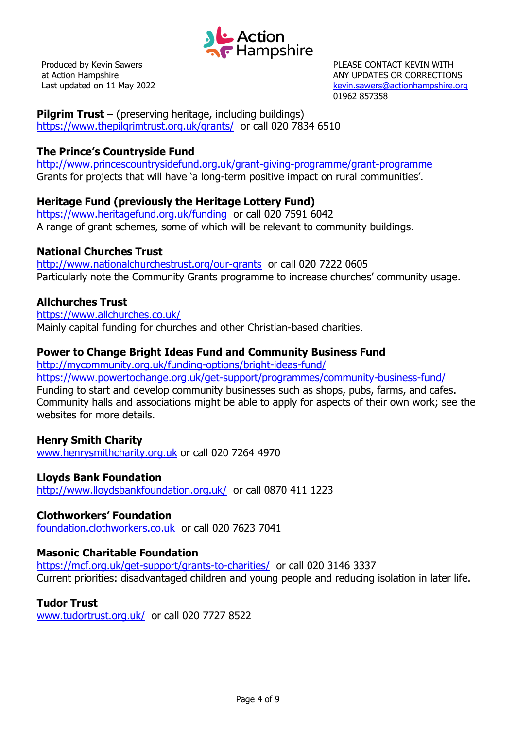Produced by Kevin Sawers
at Action Hampshire
Last updated on 11 May 2022

PLEASE CONTACT KEVIN WITH ANY UPDATES OR CORRECTIONS
kevin.sawers@actionhampshire.org
01962 857358

**Pilgrim Trust** – (preserving heritage, including buildings)
https://www.thepilgrimtrust.org.uk/grants/ or call 020 7834 6510

**The Prince's Countryside Fund**
http://www.princescountrysidefund.org.uk/grant-giving-programme/grant-programme
Grants for projects that will have 'a long-term positive impact on rural communities'.

**Heritage Fund (previously the Heritage Lottery Fund)**
https://www.heritagefund.org.uk/funding or call 020 7591 6042
A range of grant schemes, some of which will be relevant to community buildings.

**National Churches Trust**
http://www.nationalchurchestrust.org/our-grants or call 020 7222 0605
Particularly note the Community Grants programme to increase churches' community usage.

**Allchurches Trust**
https://www.allchurches.co.uk/
Mainly capital funding for churches and other Christian-based charities.

**Power to Change Bright Ideas Fund and Community Business Fund**
http://mycommunity.org.uk/funding-options/bright-ideas-fund/
https://www.powertochange.org.uk/get-support/programmes/community-business-fund/
Funding to start and develop community businesses such as shops, pubs, farms, and cafes. Community halls and associations might be able to apply for aspects of their own work; see the websites for more details.

**Henry Smith Charity**
www.henrysmithcharity.org.uk or call 020 7264 4970

**Lloyds Bank Foundation**
http://www.lloydsbankfoundation.org.uk/ or call 0870 411 1223

**Clothworkers' Foundation**
foundation.clothworkers.co.uk or call 020 7623 7041

**Masonic Charitable Foundation**
https://mcf.org.uk/get-support/grants-to-charities/ or call 020 3146 3337
Current priorities: disadvantaged children and young people and reducing isolation in later life.

**Tudor Trust**
www.tudortrust.org.uk/ or call 020 7727 8522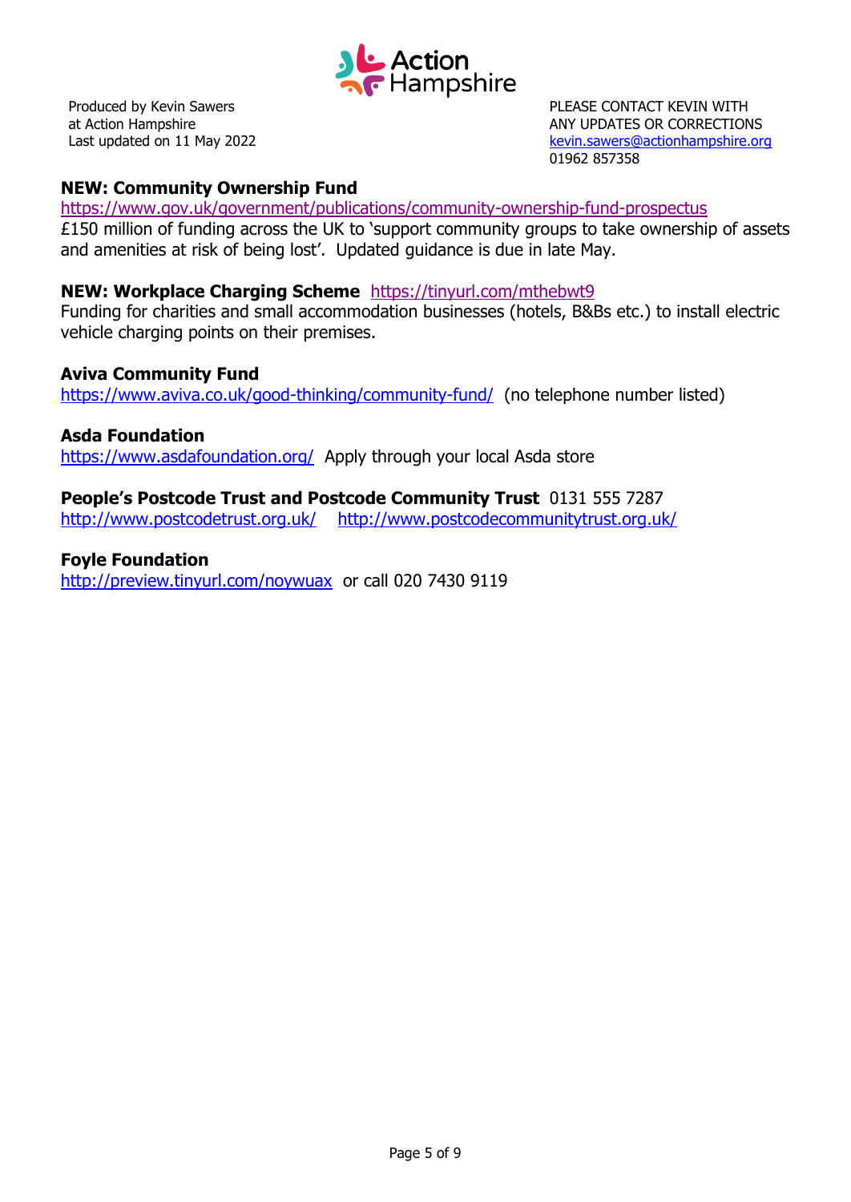Produced by Kevin Sawers
at Action Hampshire
Last updated on 11 May 2022

PLEASE CONTACT KEVIN WITH
ANY UPDATES OR CORRECTIONS
kevin.sawers@actionhampshire.org
01962 857358

**NEW: Community Ownership Fund**
https://www.gov.uk/government/publications/community-ownership-fund-prospectus
£150 million of funding across the UK to 'support community groups to take ownership of assets and amenities at risk of being lost'. Updated guidance is due in late May.

**NEW: Workplace Charging Scheme** https://tinyurl.com/mthebwt9
Funding for charities and small accommodation businesses (hotels, B&Bs etc.) to install electric vehicle charging points on their premises.

**Aviva Community Fund**
https://www.aviva.co.uk/good-thinking/community-fund/ (no telephone number listed)

**Asda Foundation**
https://www.asdafoundation.org/ Apply through your local Asda store

**People's Postcode Trust and Postcode Community Trust** 0131 555 7287
http://www.postcodetrust.org.uk/ http://www.postcodecommunitytrust.org.uk/

**Foyle Foundation**
http://preview.tinyurl.com/noywuax or call 020 7430 9119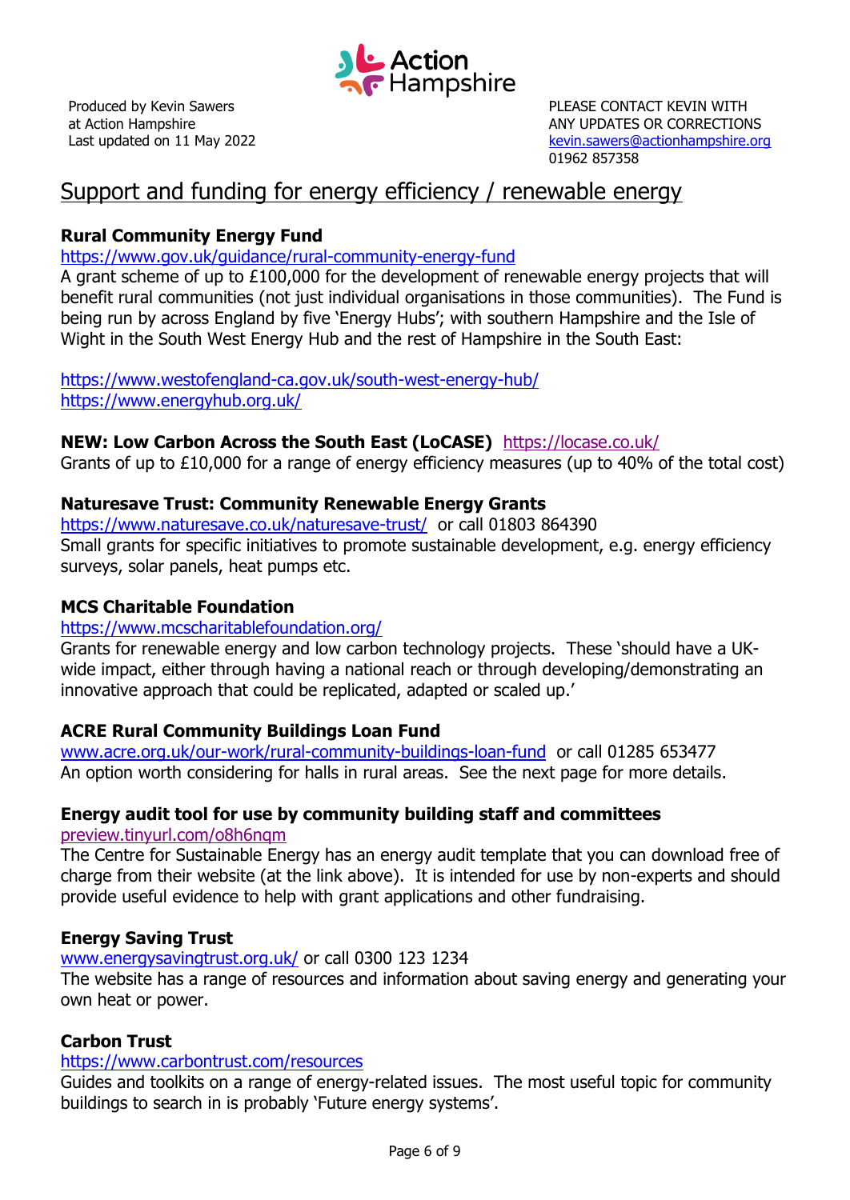Produced by Kevin Sawers
at Action Hampshire
Last updated on 11 May 2022

PLEASE CONTACT KEVIN WITH ANY UPDATES OR CORRECTIONS
kevin.sawers@actionhampshire.org
01962 857358

# Support and funding for energy efficiency / renewable energy

**Rural Community Energy Fund**
https://www.gov.uk/guidance/rural-community-energy-fund
A grant scheme of up to £100,000 for the development of renewable energy projects that will benefit rural communities (not just individual organisations in those communities). The Fund is being run by across England by five 'Energy Hubs'; with southern Hampshire and the Isle of Wight in the South West Energy Hub and the rest of Hampshire in the South East:

https://www.westofengland-ca.gov.uk/south-west-energy-hub/
https://www.energyhub.org.uk/

**NEW: Low Carbon Across the South East (LoCASE)** https://locase.co.uk/
Grants of up to £10,000 for a range of energy efficiency measures (up to 40% of the total cost)

**Naturesave Trust: Community Renewable Energy Grants**
https://www.naturesave.co.uk/naturesave-trust/ or call 01803 864390
Small grants for specific initiatives to promote sustainable development, e.g. energy efficiency surveys, solar panels, heat pumps etc.

**MCS Charitable Foundation**
https://www.mcscharitablefoundation.org/
Grants for renewable energy and low carbon technology projects. These 'should have a UK-wide impact, either through having a national reach or through developing/demonstrating an innovative approach that could be replicated, adapted or scaled up.'

**ACRE Rural Community Buildings Loan Fund**
www.acre.org.uk/our-work/rural-community-buildings-loan-fund or call 01285 653477
An option worth considering for halls in rural areas. See the next page for more details.

**Energy audit tool for use by community building staff and committees**
preview.tinyurl.com/o8h6nqm
The Centre for Sustainable Energy has an energy audit template that you can download free of charge from their website (at the link above). It is intended for use by non-experts and should provide useful evidence to help with grant applications and other fundraising.

**Energy Saving Trust**
www.energysavingtrust.org.uk/ or call 0300 123 1234
The website has a range of resources and information about saving energy and generating your own heat or power.

**Carbon Trust**
https://www.carbontrust.com/resources
Guides and toolkits on a range of energy-related issues. The most useful topic for community buildings to search in is probably 'Future energy systems'.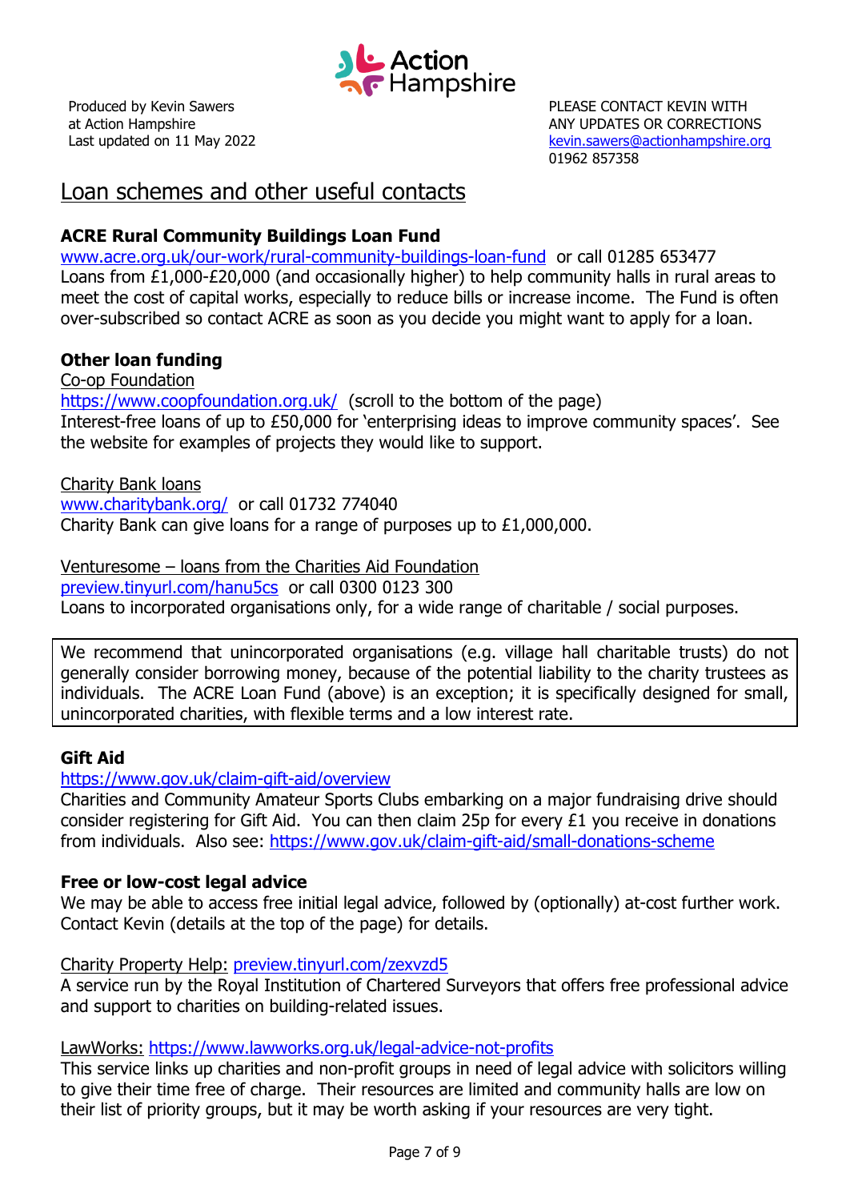Produced by Kevin Sawers
at Action Hampshire
Last updated on 11 May 2022

PLEASE CONTACT KEVIN WITH
ANY UPDATES OR CORRECTIONS
kevin.sawers@actionhampshire.org
01962 857358

## Loan schemes and other useful contacts

### ACRE Rural Community Buildings Loan Fund

www.acre.org.uk/our-work/rural-community-buildings-loan-fund or call 01285 653477
Loans from £1,000-£20,000 (and occasionally higher) to help community halls in rural areas to meet the cost of capital works, especially to reduce bills or increase income. The Fund is often over-subscribed so contact ACRE as soon as you decide you might want to apply for a loan.

### Other loan funding

Co-op Foundation
https://www.coopfoundation.org.uk/ (scroll to the bottom of the page)
Interest-free loans of up to £50,000 for 'enterprising ideas to improve community spaces'. See the website for examples of projects they would like to support.

Charity Bank loans
www.charitybank.org/ or call 01732 774040
Charity Bank can give loans for a range of purposes up to £1,000,000.

Venturesome – loans from the Charities Aid Foundation
preview.tinyurl.com/hanu5cs or call 0300 0123 300
Loans to incorporated organisations only, for a wide range of charitable / social purposes.

> We recommend that unincorporated organisations (e.g. village hall charitable trusts) do not generally consider borrowing money, because of the potential liability to the charity trustees as individuals. The ACRE Loan Fund (above) is an exception; it is specifically designed for small, unincorporated charities, with flexible terms and a low interest rate.

### Gift Aid

https://www.gov.uk/claim-gift-aid/overview
Charities and Community Amateur Sports Clubs embarking on a major fundraising drive should consider registering for Gift Aid. You can then claim 25p for every £1 you receive in donations from individuals. Also see: https://www.gov.uk/claim-gift-aid/small-donations-scheme

### Free or low-cost legal advice

We may be able to access free initial legal advice, followed by (optionally) at-cost further work. Contact Kevin (details at the top of the page) for details.

Charity Property Help: preview.tinyurl.com/zexvzd5
A service run by the Royal Institution of Chartered Surveyors that offers free professional advice and support to charities on building-related issues.

LawWorks: https://www.lawworks.org.uk/legal-advice-not-profits
This service links up charities and non-profit groups in need of legal advice with solicitors willing to give their time free of charge. Their resources are limited and community halls are low on their list of priority groups, but it may be worth asking if your resources are very tight.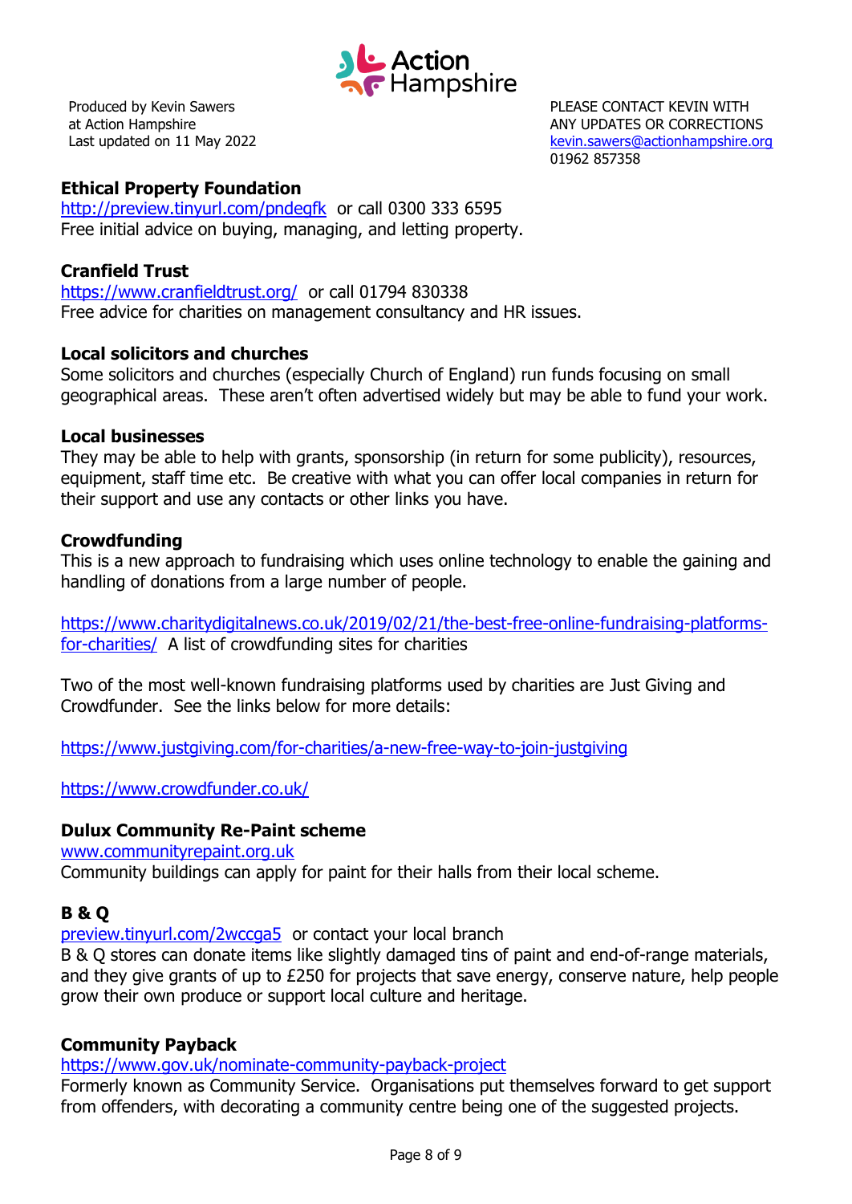Produced by Kevin Sawers
at Action Hampshire
Last updated on 11 May 2022

PLEASE CONTACT KEVIN WITH ANY UPDATES OR CORRECTIONS
kevin.sawers@actionhampshire.org
01962 857358

**Ethical Property Foundation**
http://preview.tinyurl.com/pndegfk or call 0300 333 6595
Free initial advice on buying, managing, and letting property.

**Cranfield Trust**
https://www.cranfieldtrust.org/ or call 01794 830338
Free advice for charities on management consultancy and HR issues.

**Local solicitors and churches**
Some solicitors and churches (especially Church of England) run funds focusing on small geographical areas. These aren't often advertised widely but may be able to fund your work.

**Local businesses**
They may be able to help with grants, sponsorship (in return for some publicity), resources, equipment, staff time etc. Be creative with what you can offer local companies in return for their support and use any contacts or other links you have.

**Crowdfunding**
This is a new approach to fundraising which uses online technology to enable the gaining and handling of donations from a large number of people.

https://www.charitydigitalnews.co.uk/2019/02/21/the-best-free-online-fundraising-platforms-for-charities/ A list of crowdfunding sites for charities

Two of the most well-known fundraising platforms used by charities are Just Giving and Crowdfunder. See the links below for more details:

https://www.justgiving.com/for-charities/a-new-free-way-to-join-justgiving

https://www.crowdfunder.co.uk/

**Dulux Community Re-Paint scheme**
www.communityrepaint.org.uk
Community buildings can apply for paint for their halls from their local scheme.

**B & Q**
preview.tinyurl.com/2wccga5 or contact your local branch
B & Q stores can donate items like slightly damaged tins of paint and end-of-range materials, and they give grants of up to £250 for projects that save energy, conserve nature, help people grow their own produce or support local culture and heritage.

**Community Payback**
https://www.gov.uk/nominate-community-payback-project
Formerly known as Community Service. Organisations put themselves forward to get support from offenders, with decorating a community centre being one of the suggested projects.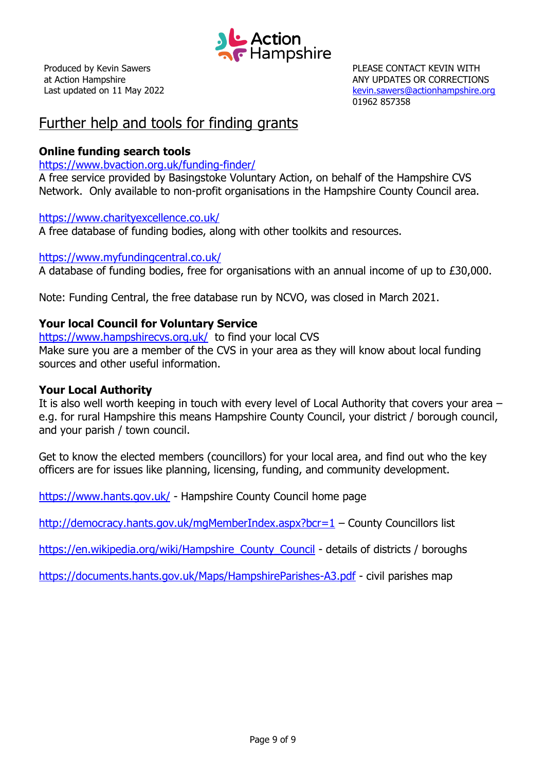Produced by Kevin Sawers
at Action Hampshire
Last updated on 11 May 2022

PLEASE CONTACT KEVIN WITH
ANY UPDATES OR CORRECTIONS
kevin.sawers@actionhampshire.org
01962 857358

# Further help and tools for finding grants

**Online funding search tools**

https://www.bvaction.org.uk/funding-finder/
A free service provided by Basingstoke Voluntary Action, on behalf of the Hampshire CVS Network. Only available to non-profit organisations in the Hampshire County Council area.

https://www.charityexcellence.co.uk/
A free database of funding bodies, along with other toolkits and resources.

https://www.myfundingcentral.co.uk/
A database of funding bodies, free for organisations with an annual income of up to £30,000.

Note: Funding Central, the free database run by NCVO, was closed in March 2021.

**Your local Council for Voluntary Service**

https://www.hampshirecvs.org.uk/ to find your local CVS
Make sure you are a member of the CVS in your area as they will know about local funding sources and other useful information.

**Your Local Authority**

It is also well worth keeping in touch with every level of Local Authority that covers your area – e.g. for rural Hampshire this means Hampshire County Council, your district / borough council, and your parish / town council.

Get to know the elected members (councillors) for your local area, and find out who the key officers are for issues like planning, licensing, funding, and community development.

https://www.hants.gov.uk/ - Hampshire County Council home page

http://democracy.hants.gov.uk/mgMemberIndex.aspx?bcr=1 – County Councillors list

https://en.wikipedia.org/wiki/Hampshire_County_Council - details of districts / boroughs

https://documents.hants.gov.uk/Maps/HampshireParishes-A3.pdf - civil parishes map